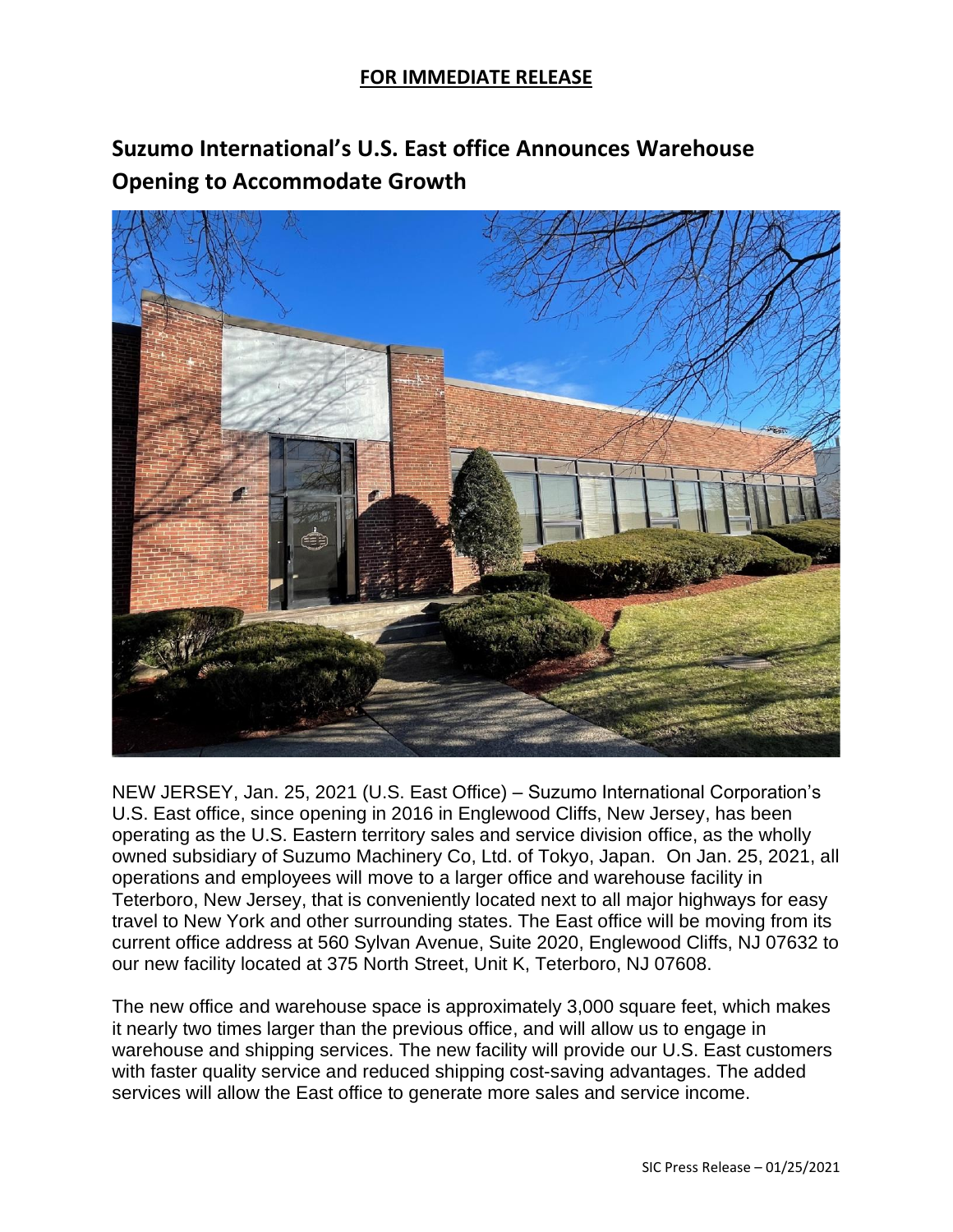**FOR IMMEDIATE RELEASE**

# Suzumo International's U.S. East office Announces Warehouse Opening to Accommodate Growth

NEW JERSEY, Jan. 25, 2021 (U.S. East Office) – Suzumo International Corporation's U.S. East office, since opening in 2016 in Englewood Cliffs, New Jersey, has been operating as the U.S. Eastern territory sales and service division office, as the wholly owned subsidiary of Suzumo Machinery Co, Ltd. of Tokyo, Japan. On Jan. 25, 2021, all operations and employees will move to a larger office and warehouse facility in Teterboro, New Jersey, that is conveniently located next to all major highways for easy travel to New York and other surrounding states. The East office will be moving from its current office address at 560 Sylvan Avenue, Suite 2020, Englewood Cliffs, NJ 07632 to our new facility located at 375 North Street, Unit K, Teterboro, NJ 07608.

The new office and warehouse space is approximately 3,000 square feet, which makes it nearly two times larger than the previous office, and will allow us to engage in warehouse and shipping services. The new facility will provide our U.S. East customers with faster quality service and reduced shipping cost-saving advantages. The added services will allow the East office to generate more sales and service income.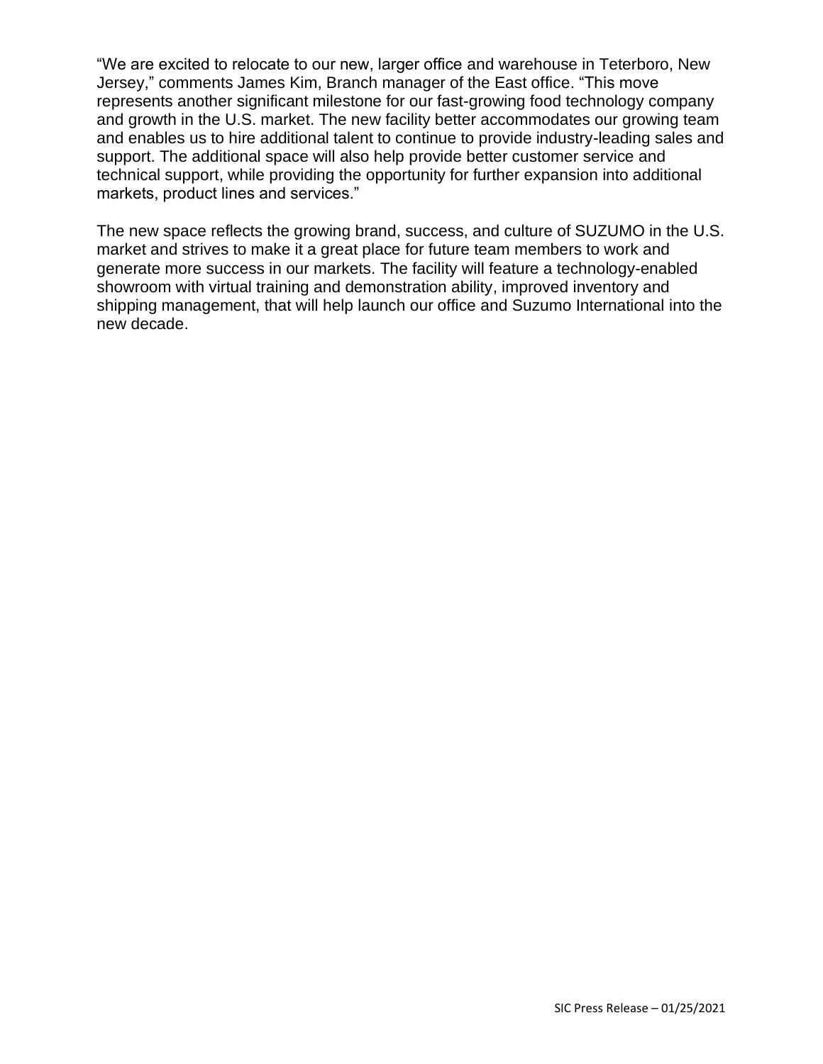“We are excited to relocate to our new, larger office and warehouse in Teterboro, New Jersey,” comments James Kim, Branch manager of the East office. “This move represents another significant milestone for our fast-growing food technology company and growth in the U.S. market. The new facility better accommodates our growing team and enables us to hire additional talent to continue to provide industry-leading sales and support. The additional space will also help provide better customer service and technical support, while providing the opportunity for further expansion into additional markets, product lines and services.”

The new space reflects the growing brand, success, and culture of SUZUMO in the U.S. market and strives to make it a great place for future team members to work and generate more success in our markets. The facility will feature a technology-enabled showroom with virtual training and demonstration ability, improved inventory and shipping management, that will help launch our office and Suzumo International into the new decade.